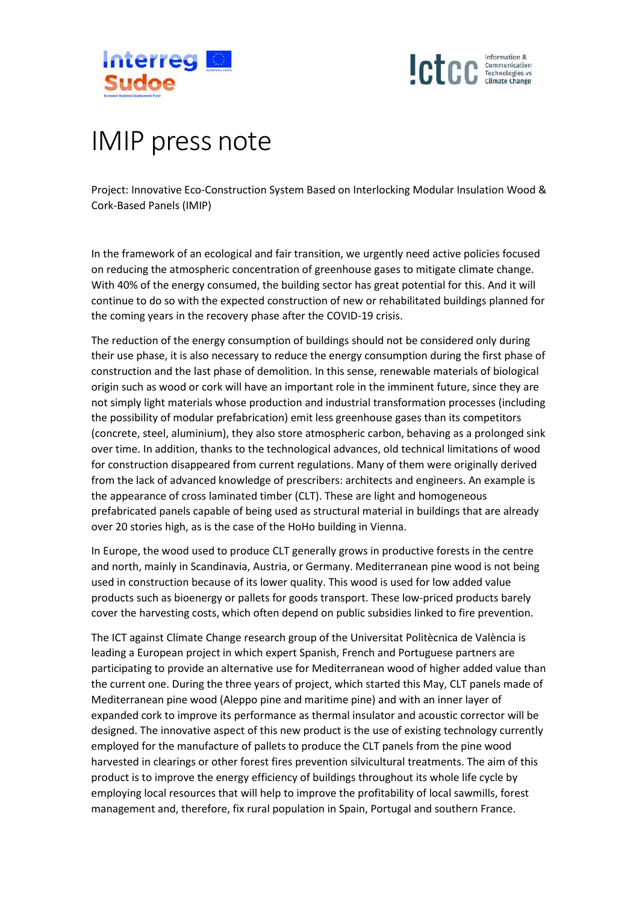# IMIP press note

Project: Innovative Eco-Construction System Based on Interlocking Modular Insulation Wood & Cork-Based Panels (IMIP)

In the framework of an ecological and fair transition, we urgently need active policies focused on reducing the atmospheric concentration of greenhouse gases to mitigate climate change. With 40% of the energy consumed, the building sector has great potential for this. And it will continue to do so with the expected construction of new or rehabilitated buildings planned for the coming years in the recovery phase after the COVID-19 crisis.

The reduction of the energy consumption of buildings should not be considered only during their use phase, it is also necessary to reduce the energy consumption during the first phase of construction and the last phase of demolition. In this sense, renewable materials of biological origin such as wood or cork will have an important role in the imminent future, since they are not simply light materials whose production and industrial transformation processes (including the possibility of modular prefabrication) emit less greenhouse gases than its competitors (concrete, steel, aluminium), they also store atmospheric carbon, behaving as a prolonged sink over time. In addition, thanks to the technological advances, old technical limitations of wood for construction disappeared from current regulations. Many of them were originally derived from the lack of advanced knowledge of prescribers: architects and engineers. An example is the appearance of cross laminated timber (CLT). These are light and homogeneous prefabricated panels capable of being used as structural material in buildings that are already over 20 stories high, as is the case of the HoHo building in Vienna.

In Europe, the wood used to produce CLT generally grows in productive forests in the centre and north, mainly in Scandinavia, Austria, or Germany. Mediterranean pine wood is not being used in construction because of its lower quality. This wood is used for low added value products such as bioenergy or pallets for goods transport. These low-priced products barely cover the harvesting costs, which often depend on public subsidies linked to fire prevention.

The ICT against Climate Change research group of the Universitat Politècnica de València is leading a European project in which expert Spanish, French and Portuguese partners are participating to provide an alternative use for Mediterranean wood of higher added value than the current one. During the three years of project, which started this May, CLT panels made of Mediterranean pine wood (Aleppo pine and maritime pine) and with an inner layer of expanded cork to improve its performance as thermal insulator and acoustic corrector will be designed. The innovative aspect of this new product is the use of existing technology currently employed for the manufacture of pallets to produce the CLT panels from the pine wood harvested in clearings or other forest fires prevention silvicultural treatments. The aim of this product is to improve the energy efficiency of buildings throughout its whole life cycle by employing local resources that will help to improve the profitability of local sawmills, forest management and, therefore, fix rural population in Spain, Portugal and southern France.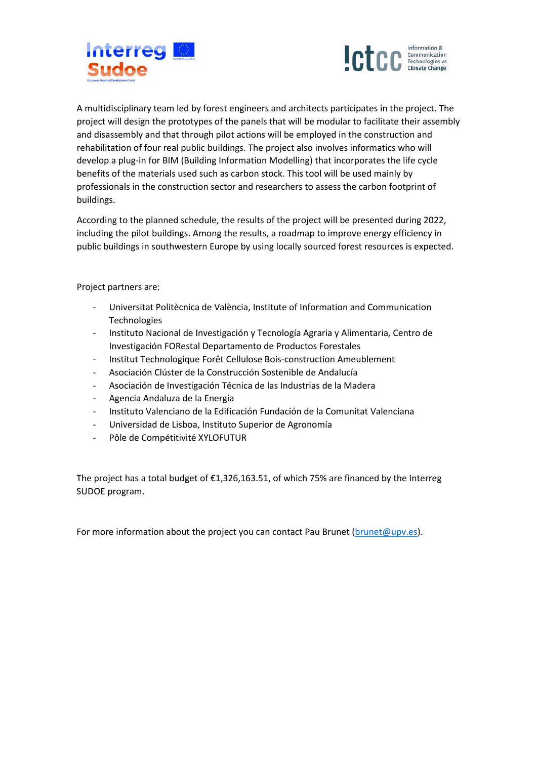A multidisciplinary team led by forest engineers and architects participates in the project. The project will design the prototypes of the panels that will be modular to facilitate their assembly and disassembly and that through pilot actions will be employed in the construction and rehabilitation of four real public buildings. The project also involves informatics who will develop a plug-in for BIM (Building Information Modelling) that incorporates the life cycle benefits of the materials used such as carbon stock. This tool will be used mainly by professionals in the construction sector and researchers to assess the carbon footprint of buildings.

According to the planned schedule, the results of the project will be presented during 2022, including the pilot buildings. Among the results, a roadmap to improve energy efficiency in public buildings in southwestern Europe by using locally sourced forest resources is expected.

Project partners are:

- Universitat Politècnica de València, Institute of Information and Communication Technologies
- Instituto Nacional de Investigación y Tecnología Agraria y Alimentaria, Centro de Investigación FORestal Departamento de Productos Forestales
- Institut Technologique Forêt Cellulose Bois-construction Ameublement
- Asociación Clúster de la Construcción Sostenible de Andalucía
- Asociación de Investigación Técnica de las Industrias de la Madera
- Agencia Andaluza de la Energía
- Instituto Valenciano de la Edificación Fundación de la Comunitat Valenciana
- Universidad de Lisboa, Instituto Superior de Agronomía
- Pôle de Compétitivité XYLOFUTUR

The project has a total budget of €1,326,163.51, of which 75% are financed by the Interreg SUDOE program.

For more information about the project you can contact Pau Brunet (brunet@upv.es).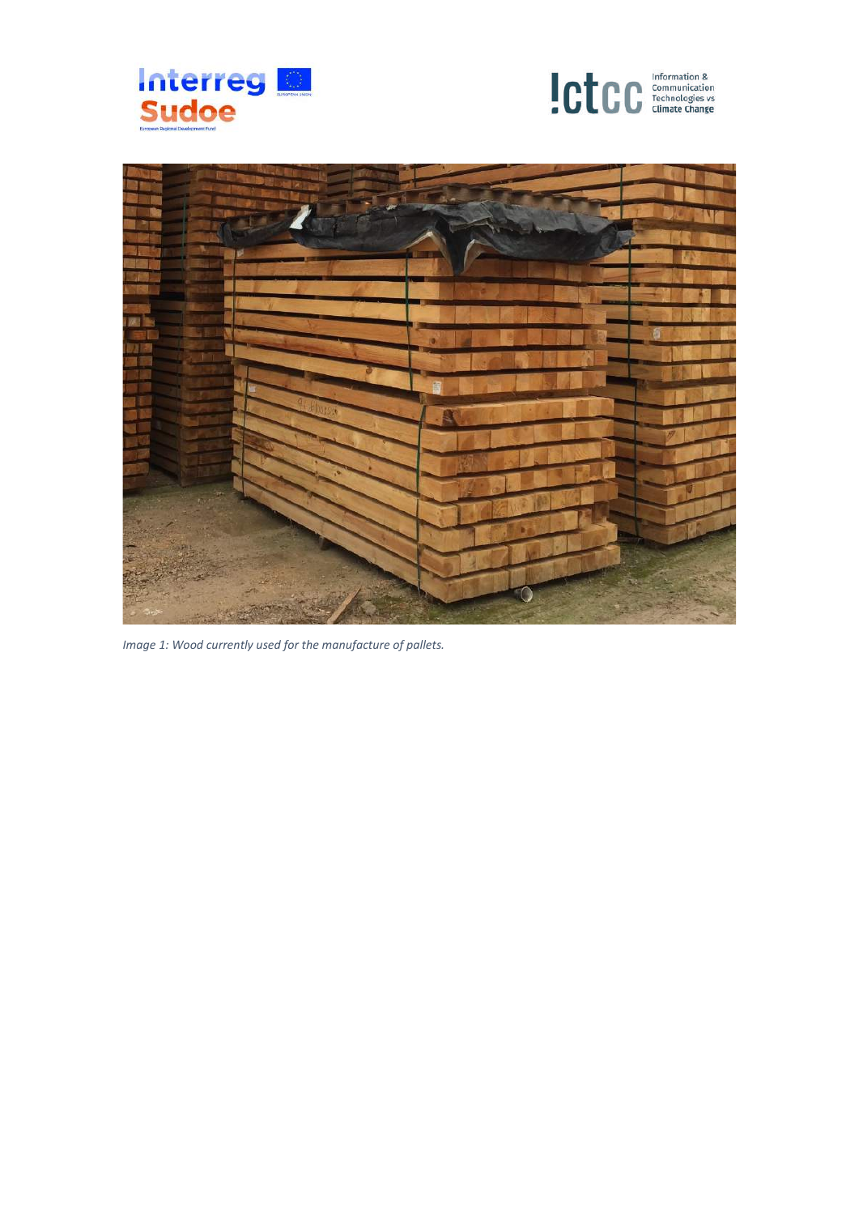*Image 1: Wood currently used for the manufacture of pallets.*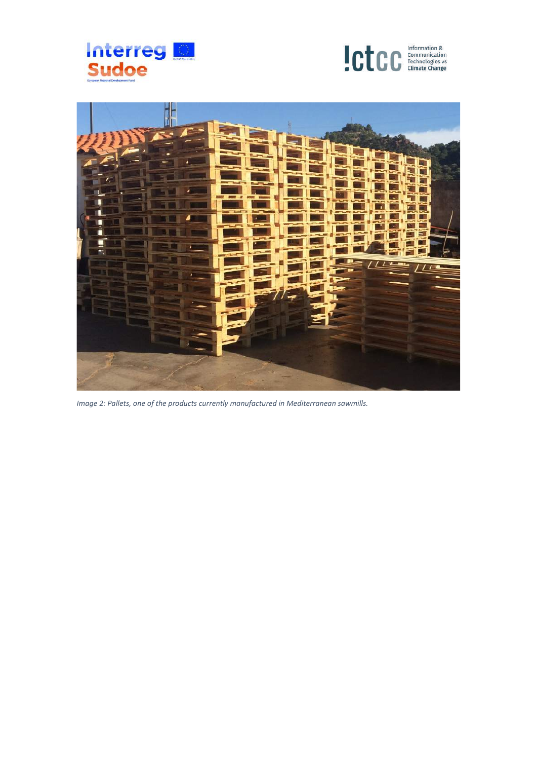*Image 2: Pallets, one of the products currently manufactured in Mediterranean sawmills.*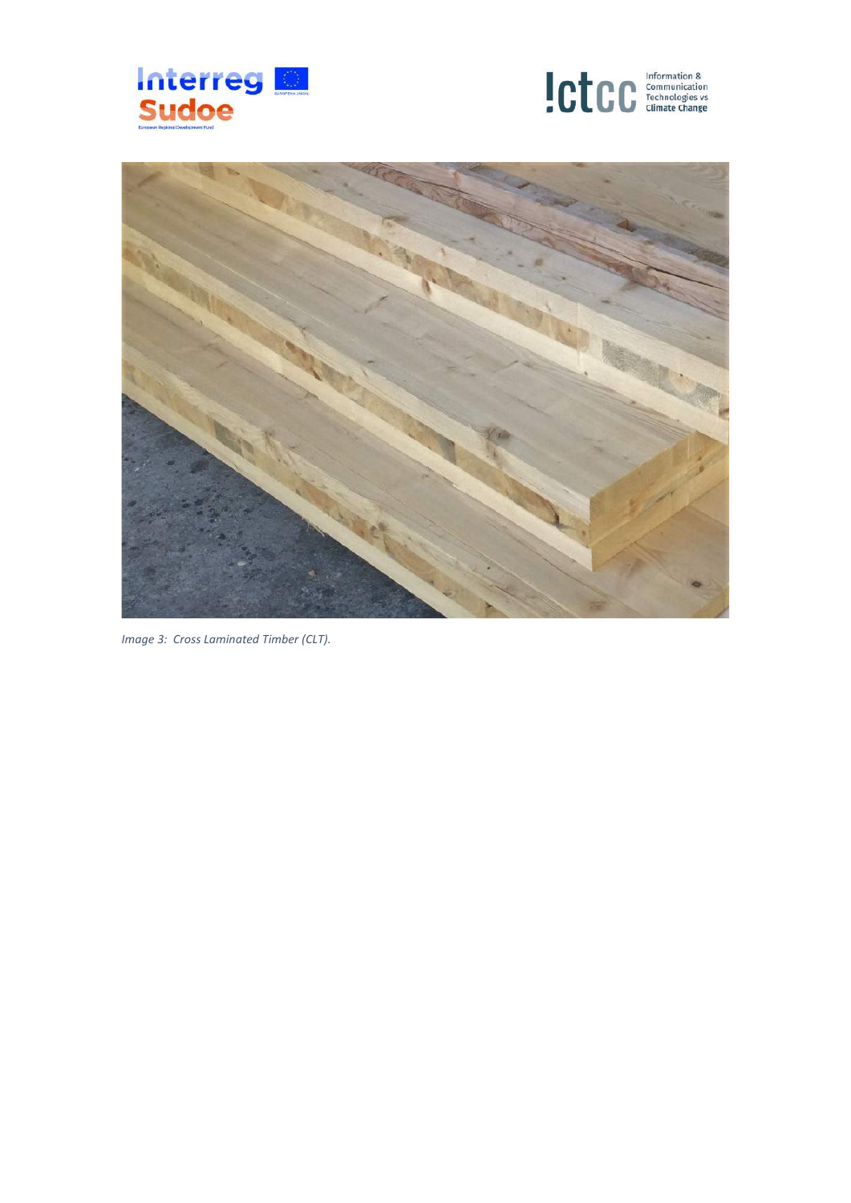*Image 3: Cross Laminated Timber (CLT).*